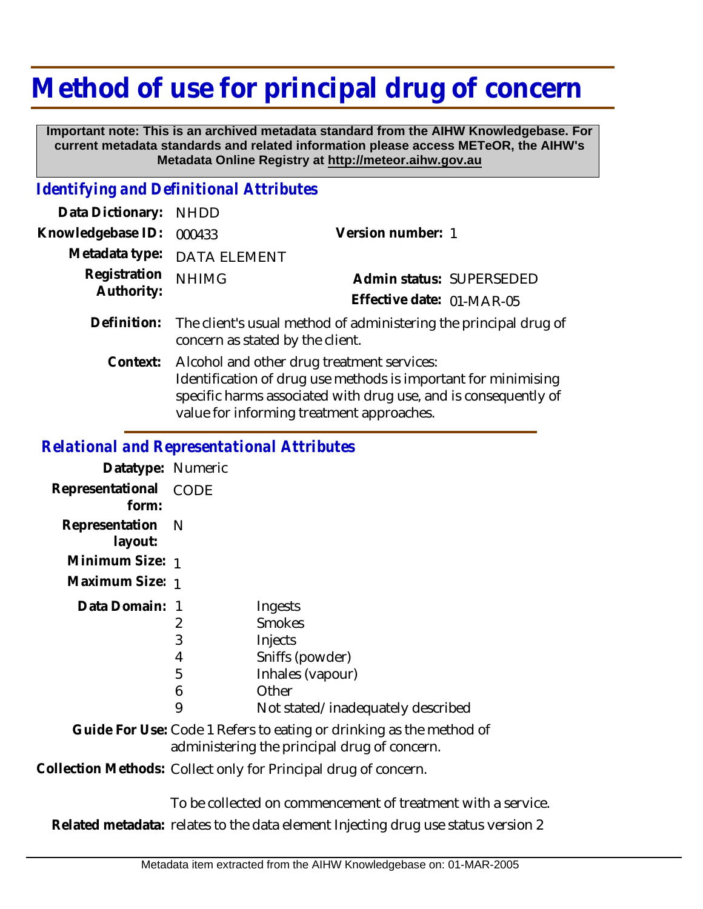# Method of use for principal drug of concern

**Important note: This is an archived metadata standard from the AIHW Knowledgebase. For current metadata standards and related information please access METeOR, the AIHW's Metadata Online Registry at http://meteor.aihw.gov.au**

## *Identifying and Definitional Attributes*

**Data Dictionary:** NHDD

**Knowledgebase ID:** 000433

**Version number:** 1

**Metadata type:** DATA ELEMENT

**Registration Authority:** NHIMG

**Admin status:** SUPERSEDED

**Effective date:** 01-MAR-05

**Definition:** The client's usual method of administering the principal drug of concern as stated by the client.

**Context:** Alcohol and other drug treatment services: Identification of drug use methods is important for minimising specific harms associated with drug use, and is consequently of value for informing treatment approaches.

## *Relational and Representational Attributes*

**Datatype:** Numeric

**Representational form:** CODE

**Representation layout:** N

**Minimum Size:** 1

**Maximum Size:** 1

**Data Domain:**

| Code | Description |
|---|---|
| 1 | Ingests |
| 2 | Smokes |
| 3 | Injects |
| 4 | Sniffs (powder) |
| 5 | Inhales (vapour) |
| 6 | Other |
| 9 | Not stated/inadequately described |

**Guide For Use:** Code 1 Refers to eating or drinking as the method of administering the principal drug of concern.

**Collection Methods:** Collect only for Principal drug of concern.

To be collected on commencement of treatment with a service.

**Related metadata:** relates to the data element Injecting drug use status version 2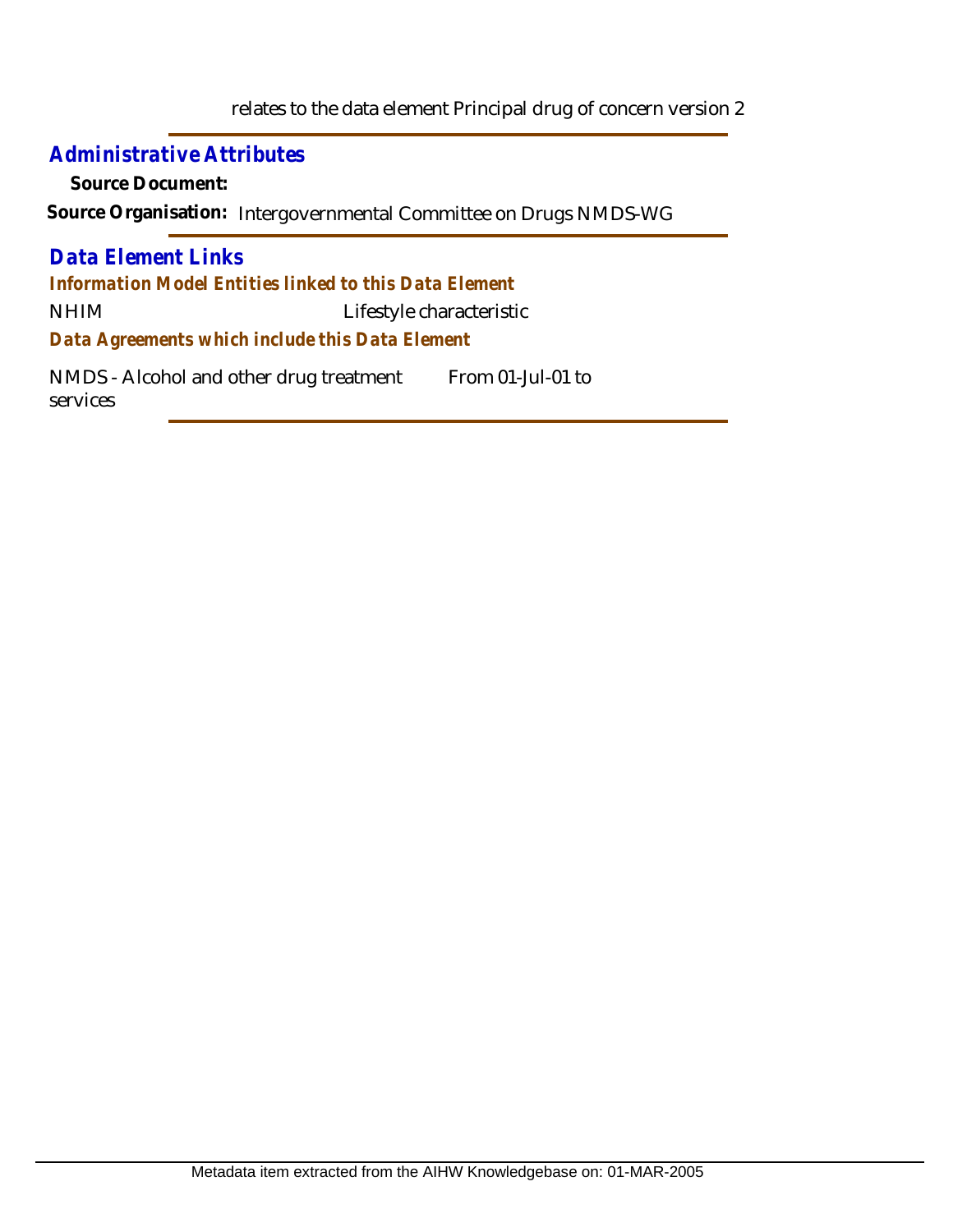relates to the data element Principal drug of concern version 2

## Administrative Attributes

**Source Document:**

**Source Organisation:** Intergovernmental Committee on Drugs NMDS-WG

## Data Element Links

### Information Model Entities linked to this Data Element

| | |
|---|---|
| NHIM | Lifestyle characteristic |

### Data Agreements which include this Data Element

| | |
|---|---|
| NMDS - Alcohol and other drug treatment services | From 01-Jul-01 to |